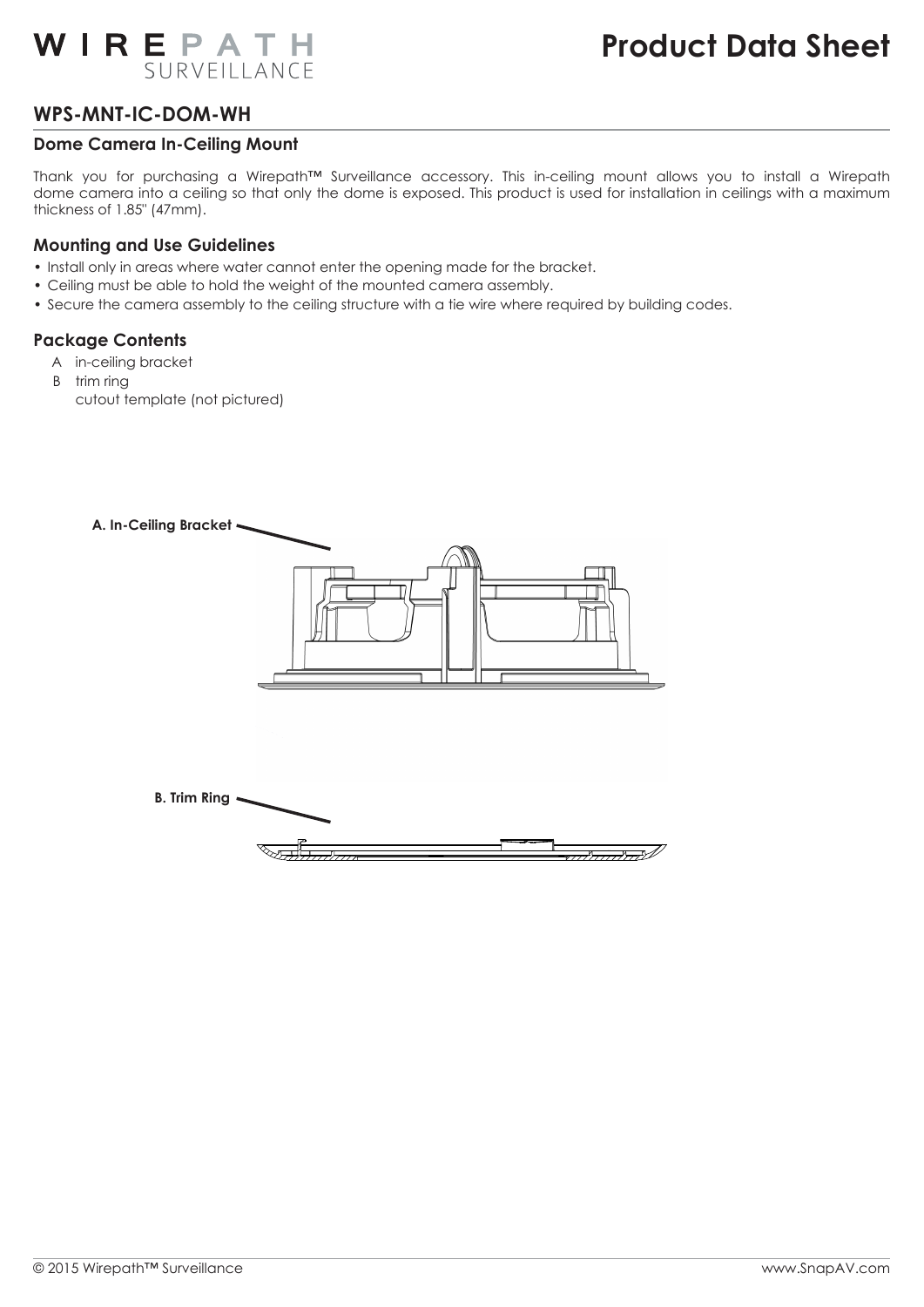# Product Data Sheet

## WPS-MNT-IC-DOM-WH

### Dome Camera In-Ceiling Mount

Thank you for purchasing a Wirepath™ Surveillance accessory. This in-ceiling mount allows you to install a Wirepath dome camera into a ceiling so that only the dome is exposed. This product is used for installation in ceilings with a maximum thickness of 1.85" (47mm).

### Mounting and Use Guidelines

- Install only in areas where water cannot enter the opening made for the bracket.
- Ceiling must be able to hold the weight of the mounted camera assembly.
- Secure the camera assembly to the ceiling structure with a tie wire where required by building codes.

### Package Contents

A in-ceiling bracket
B trim ring
cutout template (not pictured)

**A. In-Ceiling Bracket**

**B. Trim Ring**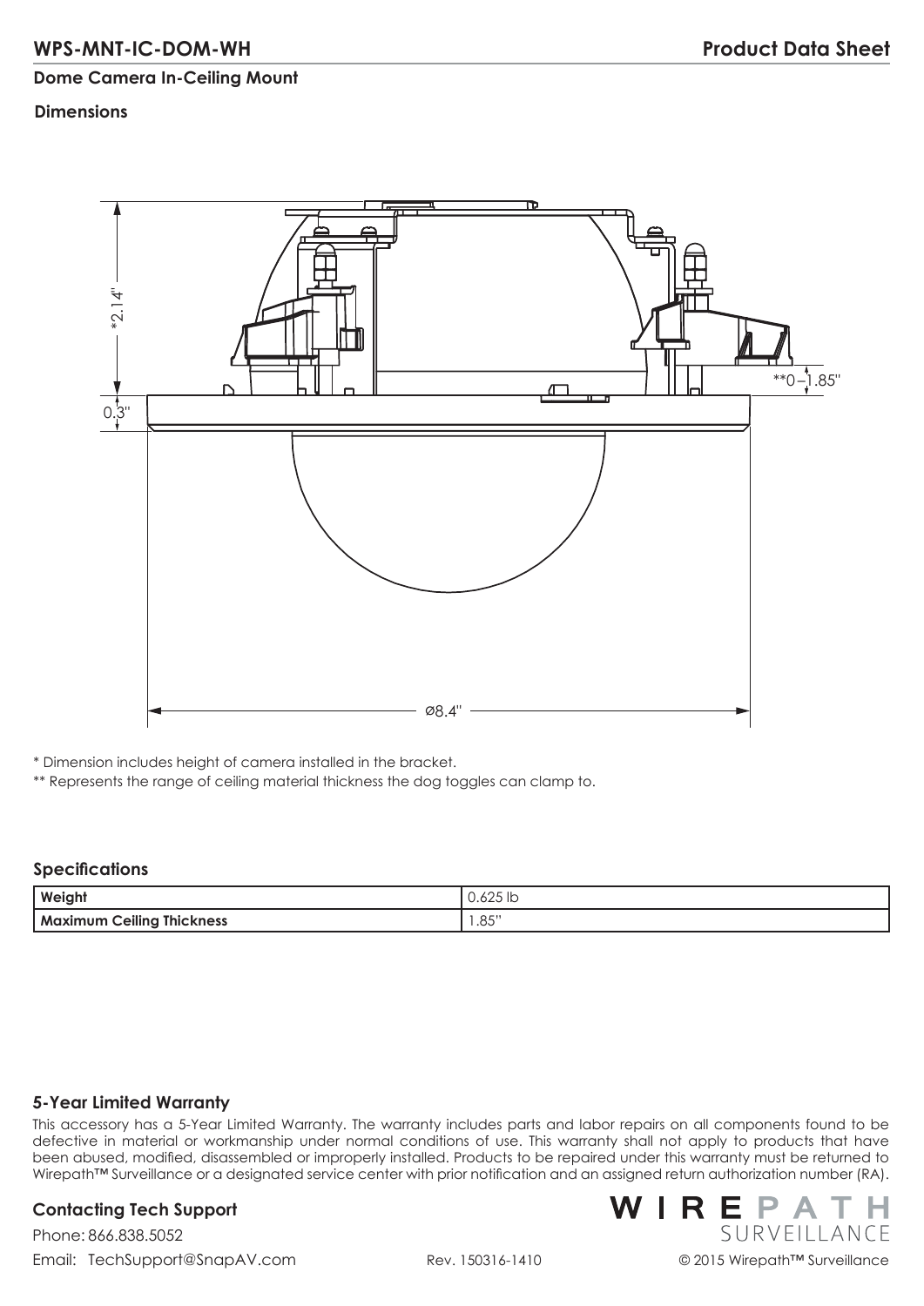## Dome Camera In-Ceiling Mount

### Dimensions

*2.14"

0.3"

**0–1.85"

ø8.4"

* Dimension includes height of camera installed in the bracket.

** Represents the range of ceiling material thickness the dog toggles can clamp to.

### Specifications

| | |
|---|---|
| **Weight** | 0.625 lb |
| **Maximum Ceiling Thickness** | 1.85" |

### 5-Year Limited Warranty

This accessory has a 5-Year Limited Warranty. The warranty includes parts and labor repairs on all components found to be defective in material or workmanship under normal conditions of use. This warranty shall not apply to products that have been abused, modified, disassembled or improperly installed. Products to be repaired under this warranty must be returned to Wirepath™ Surveillance or a designated service center with prior notification and an assigned return authorization number (RA).

### Contacting Tech Support

Phone: 866.838.5052

Email: TechSupport@SnapAV.com

Rev. 150316-1410

WIREPATH SURVEILLANCE

© 2015 Wirepath™ Surveillance